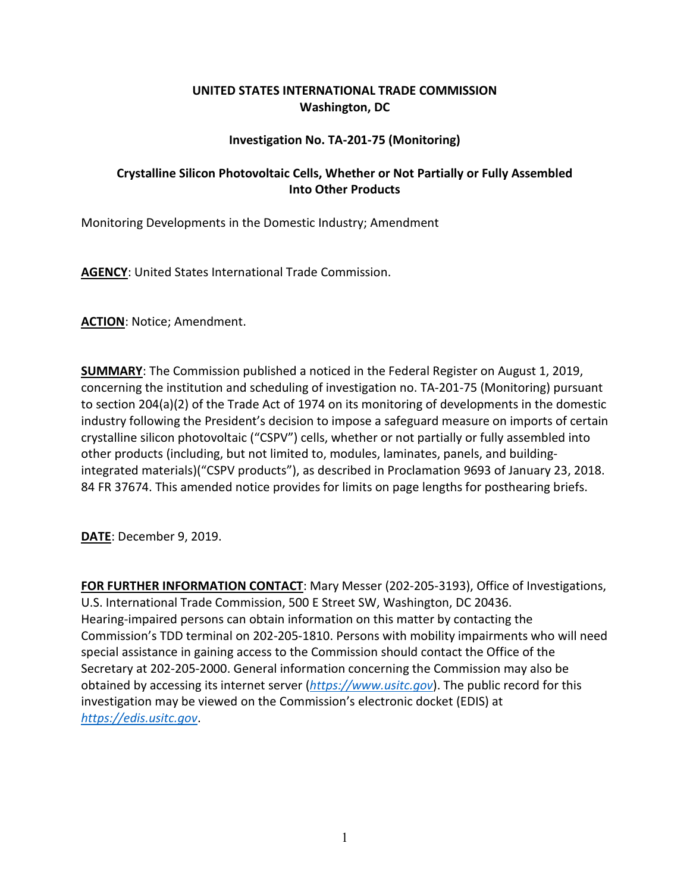**UNITED STATES INTERNATIONAL TRADE COMMISSION**
**Washington, DC**

**Investigation No. TA-201-75 (Monitoring)**

**Crystalline Silicon Photovoltaic Cells, Whether or Not Partially or Fully Assembled Into Other Products**

Monitoring Developments in the Domestic Industry; Amendment

**AGENCY**: United States International Trade Commission.

**ACTION**: Notice; Amendment.

**SUMMARY**: The Commission published a noticed in the Federal Register on August 1, 2019, concerning the institution and scheduling of investigation no. TA-201-75 (Monitoring) pursuant to section 204(a)(2) of the Trade Act of 1974 on its monitoring of developments in the domestic industry following the President's decision to impose a safeguard measure on imports of certain crystalline silicon photovoltaic ("CSPV") cells, whether or not partially or fully assembled into other products (including, but not limited to, modules, laminates, panels, and building-integrated materials)("CSPV products"), as described in Proclamation 9693 of January 23, 2018. 84 FR 37674. This amended notice provides for limits on page lengths for posthearing briefs.

**DATE**: December 9, 2019.

**FOR FURTHER INFORMATION CONTACT**: Mary Messer (202-205-3193), Office of Investigations, U.S. International Trade Commission, 500 E Street SW, Washington, DC 20436. Hearing-impaired persons can obtain information on this matter by contacting the Commission's TDD terminal on 202-205-1810. Persons with mobility impairments who will need special assistance in gaining access to the Commission should contact the Office of the Secretary at 202-205-2000. General information concerning the Commission may also be obtained by accessing its internet server (*https://www.usitc.gov*). The public record for this investigation may be viewed on the Commission's electronic docket (EDIS) at *https://edis.usitc.gov*.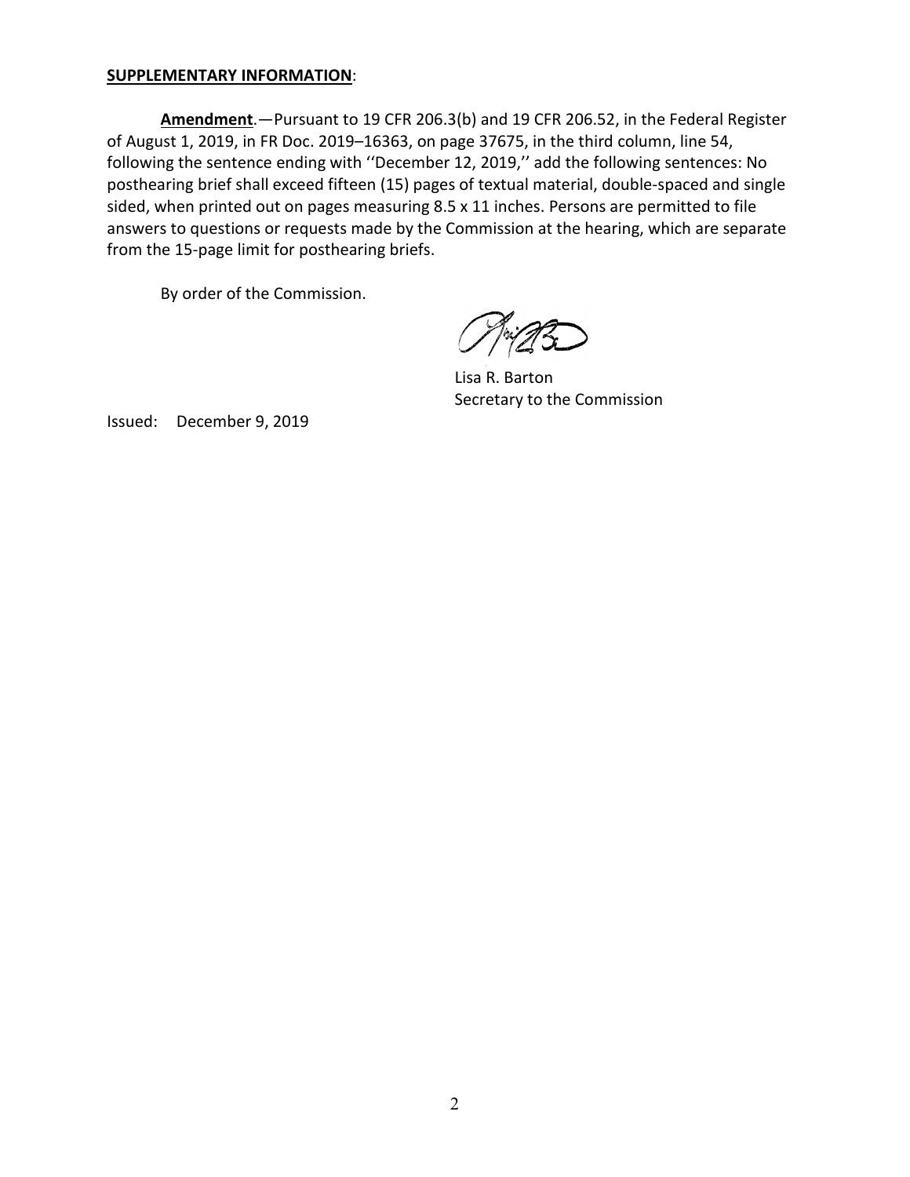**SUPPLEMENTARY INFORMATION**:

**Amendment**.—Pursuant to 19 CFR 206.3(b) and 19 CFR 206.52, in the Federal Register of August 1, 2019, in FR Doc. 2019–16363, on page 37675, in the third column, line 54, following the sentence ending with ''December 12, 2019,'' add the following sentences: No posthearing brief shall exceed fifteen (15) pages of textual material, double-spaced and single sided, when printed out on pages measuring 8.5 x 11 inches. Persons are permitted to file answers to questions or requests made by the Commission at the hearing, which are separate from the 15-page limit for posthearing briefs.

By order of the Commission.

Lisa R. Barton
Secretary to the Commission

Issued: December 9, 2019